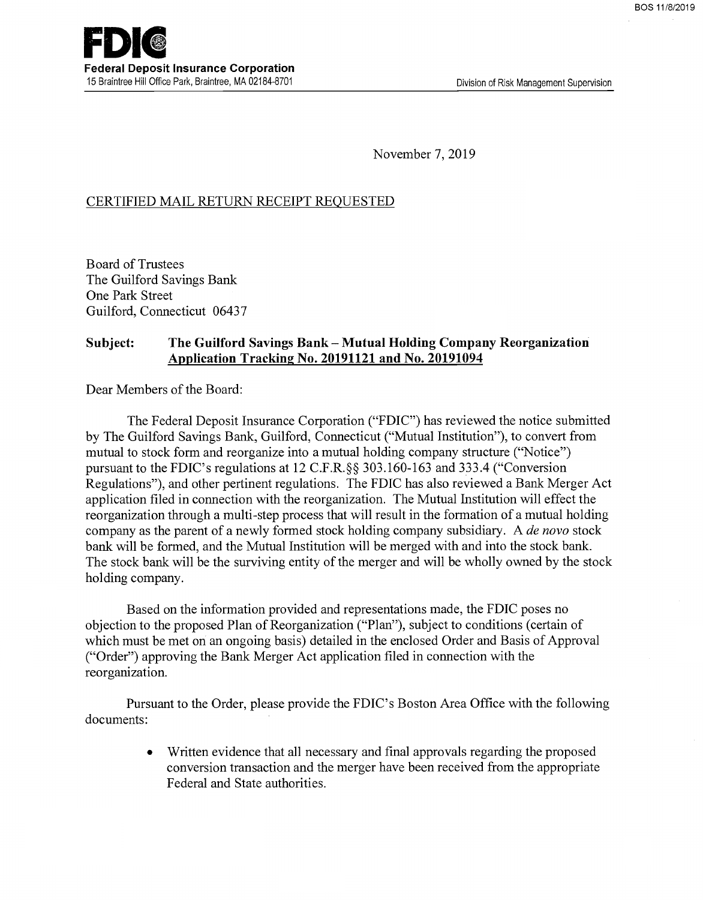**FDIC**
**Federal Deposit Insurance Corporation**
15 Braintree Hill Office Park, Braintree, MA 02184-8701

Division of Risk Management Supervision

November 7, 2019

CERTIFIED MAIL RETURN RECEIPT REQUESTED

Board of Trustees
The Guilford Savings Bank
One Park Street
Guilford, Connecticut 06437

**Subject: The Guilford Savings Bank – Mutual Holding Company Reorganization Application Tracking No. 20191121 and No. 20191094**

Dear Members of the Board:

The Federal Deposit Insurance Corporation ("FDIC") has reviewed the notice submitted by The Guilford Savings Bank, Guilford, Connecticut ("Mutual Institution"), to convert from mutual to stock form and reorganize into a mutual holding company structure ("Notice") pursuant to the FDIC's regulations at 12 C.F.R.§§ 303.160-163 and 333.4 ("Conversion Regulations"), and other pertinent regulations. The FDIC has also reviewed a Bank Merger Act application filed in connection with the reorganization. The Mutual Institution will effect the reorganization through a multi-step process that will result in the formation of a mutual holding company as the parent of a newly formed stock holding company subsidiary. A *de novo* stock bank will be formed, and the Mutual Institution will be merged with and into the stock bank. The stock bank will be the surviving entity of the merger and will be wholly owned by the stock holding company.

Based on the information provided and representations made, the FDIC poses no objection to the proposed Plan of Reorganization ("Plan"), subject to conditions (certain of which must be met on an ongoing basis) detailed in the enclosed Order and Basis of Approval ("Order") approving the Bank Merger Act application filed in connection with the reorganization.

Pursuant to the Order, please provide the FDIC's Boston Area Office with the following documents:

- Written evidence that all necessary and final approvals regarding the proposed conversion transaction and the merger have been received from the appropriate Federal and State authorities.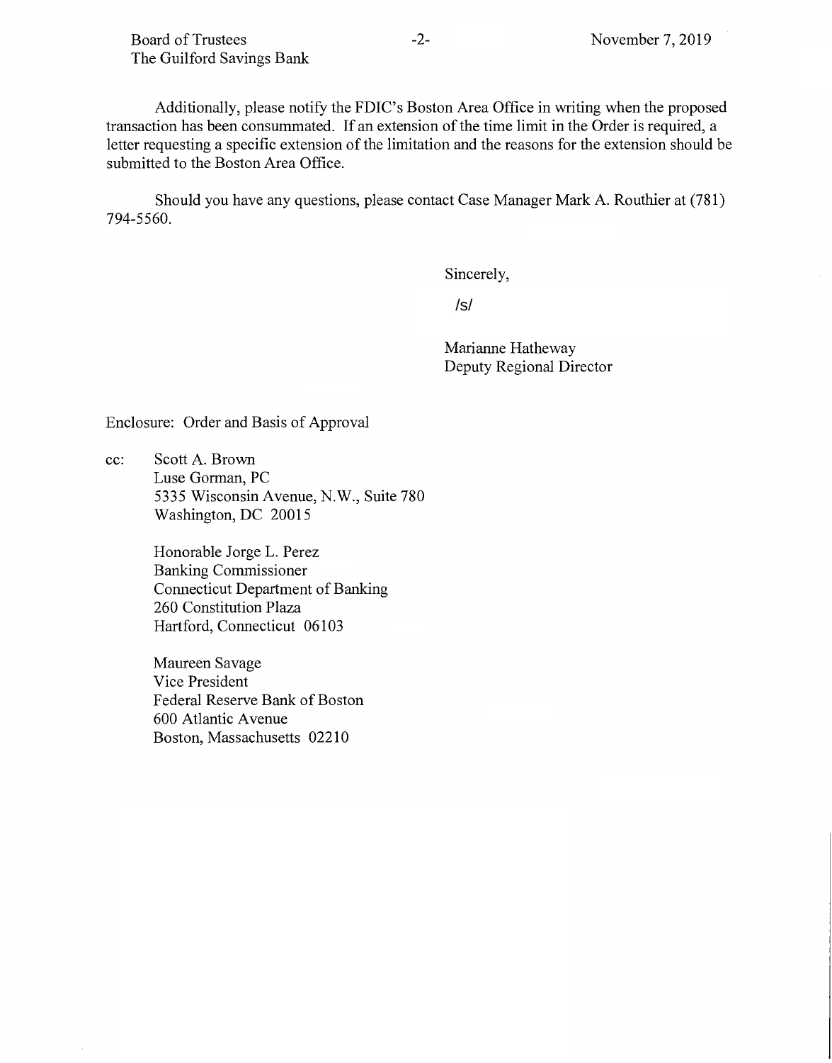Additionally, please notify the FDIC's Boston Area Office in writing when the proposed transaction has been consummated. If an extension of the time limit in the Order is required, a letter requesting a specific extension of the limitation and the reasons for the extension should be submitted to the Boston Area Office.

Should you have any questions, please contact Case Manager Mark A. Routhier at (781) 794-5560.

Sincerely,

/s/

Marianne Hatheway
Deputy Regional Director

Enclosure: Order and Basis of Approval

cc: Scott A. Brown
Luse Gorman, PC
5335 Wisconsin Avenue, N.W., Suite 780
Washington, DC 20015

Honorable Jorge L. Perez
Banking Commissioner
Connecticut Department of Banking
260 Constitution Plaza
Hartford, Connecticut 06103

Maureen Savage
Vice President
Federal Reserve Bank of Boston
600 Atlantic Avenue
Boston, Massachusetts 02210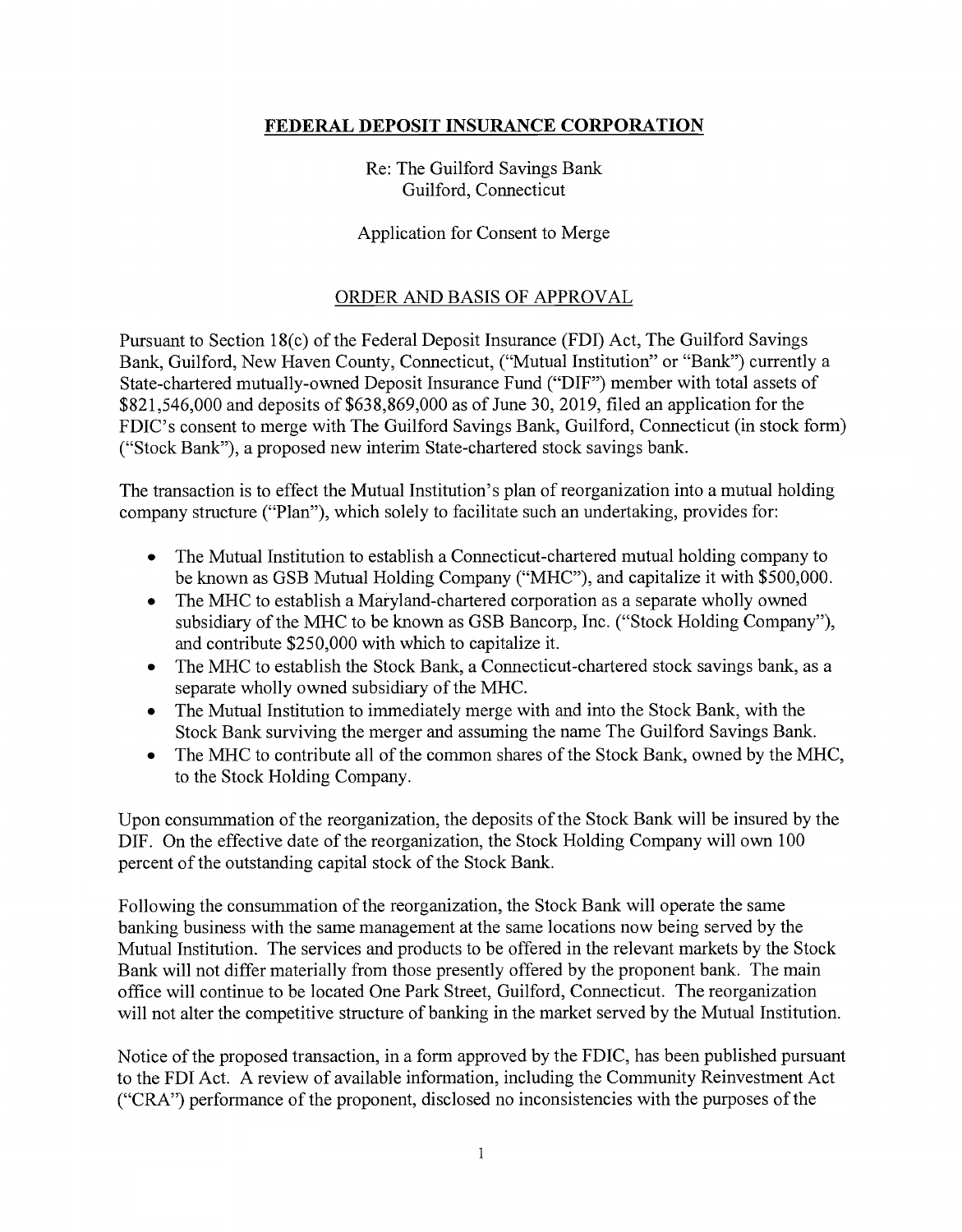**FEDERAL DEPOSIT INSURANCE CORPORATION**

Re: The Guilford Savings Bank
Guilford, Connecticut

Application for Consent to Merge

ORDER AND BASIS OF APPROVAL

Pursuant to Section 18(c) of the Federal Deposit Insurance (FDI) Act, The Guilford Savings Bank, Guilford, New Haven County, Connecticut, ("Mutual Institution" or "Bank") currently a State-chartered mutually-owned Deposit Insurance Fund ("DIF") member with total assets of $821,546,000 and deposits of $638,869,000 as of June 30, 2019, filed an application for the FDIC's consent to merge with The Guilford Savings Bank, Guilford, Connecticut (in stock form) ("Stock Bank"), a proposed new interim State-chartered stock savings bank.

The transaction is to effect the Mutual Institution's plan of reorganization into a mutual holding company structure ("Plan"), which solely to facilitate such an undertaking, provides for:

- The Mutual Institution to establish a Connecticut-chartered mutual holding company to be known as GSB Mutual Holding Company ("MHC"), and capitalize it with $500,000.
- The MHC to establish a Maryland-chartered corporation as a separate wholly owned subsidiary of the MHC to be known as GSB Bancorp, Inc. ("Stock Holding Company"), and contribute $250,000 with which to capitalize it.
- The MHC to establish the Stock Bank, a Connecticut-chartered stock savings bank, as a separate wholly owned subsidiary of the MHC.
- The Mutual Institution to immediately merge with and into the Stock Bank, with the Stock Bank surviving the merger and assuming the name The Guilford Savings Bank.
- The MHC to contribute all of the common shares of the Stock Bank, owned by the MHC, to the Stock Holding Company.

Upon consummation of the reorganization, the deposits of the Stock Bank will be insured by the DIF. On the effective date of the reorganization, the Stock Holding Company will own 100 percent of the outstanding capital stock of the Stock Bank.

Following the consummation of the reorganization, the Stock Bank will operate the same banking business with the same management at the same locations now being served by the Mutual Institution. The services and products to be offered in the relevant markets by the Stock Bank will not differ materially from those presently offered by the proponent bank. The main office will continue to be located One Park Street, Guilford, Connecticut. The reorganization will not alter the competitive structure of banking in the market served by the Mutual Institution.

Notice of the proposed transaction, in a form approved by the FDIC, has been published pursuant to the FDI Act. A review of available information, including the Community Reinvestment Act ("CRA") performance of the proponent, disclosed no inconsistencies with the purposes of the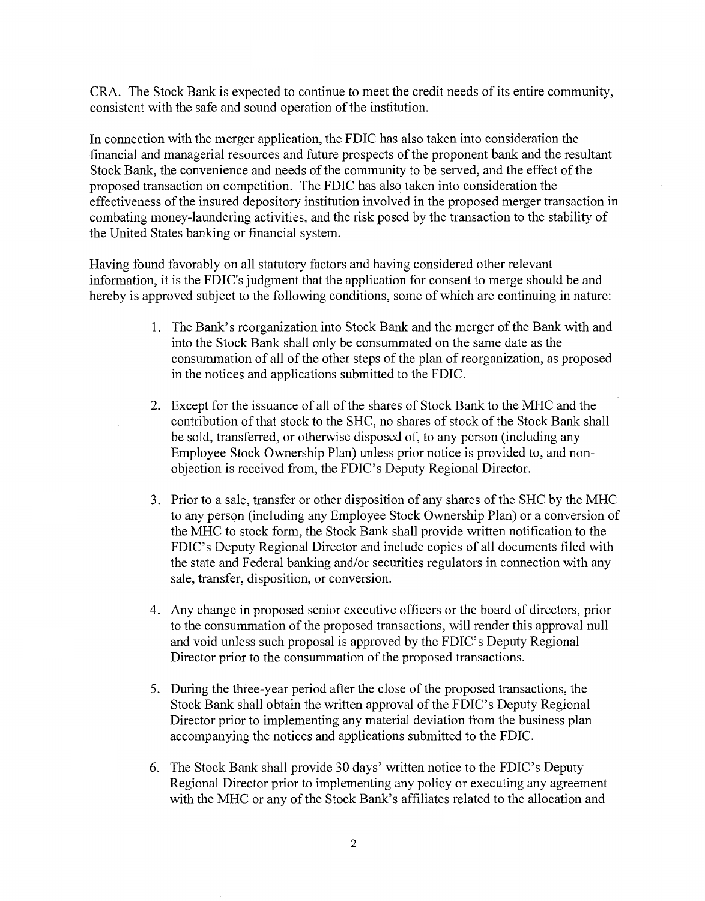CRA. The Stock Bank is expected to continue to meet the credit needs of its entire community, consistent with the safe and sound operation of the institution.

In connection with the merger application, the FDIC has also taken into consideration the financial and managerial resources and future prospects of the proponent bank and the resultant Stock Bank, the convenience and needs of the community to be served, and the effect of the proposed transaction on competition. The FDIC has also taken into consideration the effectiveness of the insured depository institution involved in the proposed merger transaction in combating money-laundering activities, and the risk posed by the transaction to the stability of the United States banking or financial system.

Having found favorably on all statutory factors and having considered other relevant information, it is the FDIC's judgment that the application for consent to merge should be and hereby is approved subject to the following conditions, some of which are continuing in nature:

1. The Bank's reorganization into Stock Bank and the merger of the Bank with and into the Stock Bank shall only be consummated on the same date as the consummation of all of the other steps of the plan of reorganization, as proposed in the notices and applications submitted to the FDIC.

2. Except for the issuance of all of the shares of Stock Bank to the MHC and the contribution of that stock to the SHC, no shares of stock of the Stock Bank shall be sold, transferred, or otherwise disposed of, to any person (including any Employee Stock Ownership Plan) unless prior notice is provided to, and non-objection is received from, the FDIC's Deputy Regional Director.

3. Prior to a sale, transfer or other disposition of any shares of the SHC by the MHC to any person (including any Employee Stock Ownership Plan) or a conversion of the MHC to stock form, the Stock Bank shall provide written notification to the FDIC's Deputy Regional Director and include copies of all documents filed with the state and Federal banking and/or securities regulators in connection with any sale, transfer, disposition, or conversion.

4. Any change in proposed senior executive officers or the board of directors, prior to the consummation of the proposed transactions, will render this approval null and void unless such proposal is approved by the FDIC's Deputy Regional Director prior to the consummation of the proposed transactions.

5. During the three-year period after the close of the proposed transactions, the Stock Bank shall obtain the written approval of the FDIC's Deputy Regional Director prior to implementing any material deviation from the business plan accompanying the notices and applications submitted to the FDIC.

6. The Stock Bank shall provide 30 days' written notice to the FDIC's Deputy Regional Director prior to implementing any policy or executing any agreement with the MHC or any of the Stock Bank's affiliates related to the allocation and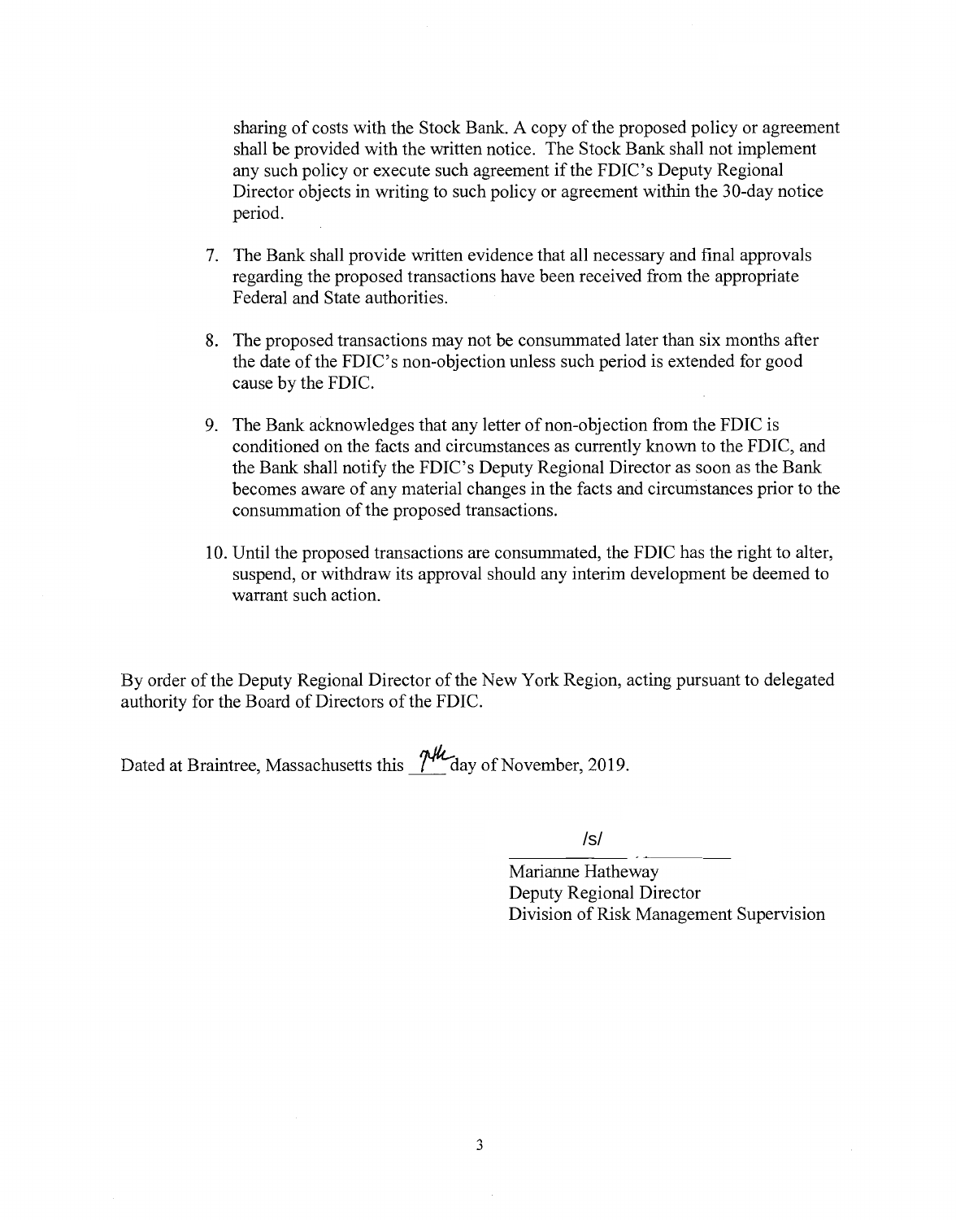sharing of costs with the Stock Bank. A copy of the proposed policy or agreement shall be provided with the written notice. The Stock Bank shall not implement any such policy or execute such agreement if the FDIC's Deputy Regional Director objects in writing to such policy or agreement within the 30-day notice period.

7. The Bank shall provide written evidence that all necessary and final approvals regarding the proposed transactions have been received from the appropriate Federal and State authorities.

8. The proposed transactions may not be consummated later than six months after the date of the FDIC's non-objection unless such period is extended for good cause by the FDIC.

9. The Bank acknowledges that any letter of non-objection from the FDIC is conditioned on the facts and circumstances as currently known to the FDIC, and the Bank shall notify the FDIC's Deputy Regional Director as soon as the Bank becomes aware of any material changes in the facts and circumstances prior to the consummation of the proposed transactions.

10. Until the proposed transactions are consummated, the FDIC has the right to alter, suspend, or withdraw its approval should any interim development be deemed to warrant such action.

By order of the Deputy Regional Director of the New York Region, acting pursuant to delegated authority for the Board of Directors of the FDIC.

Dated at Braintree, Massachusetts this 7th day of November, 2019.

/s/

Marianne Hatheway
Deputy Regional Director
Division of Risk Management Supervision